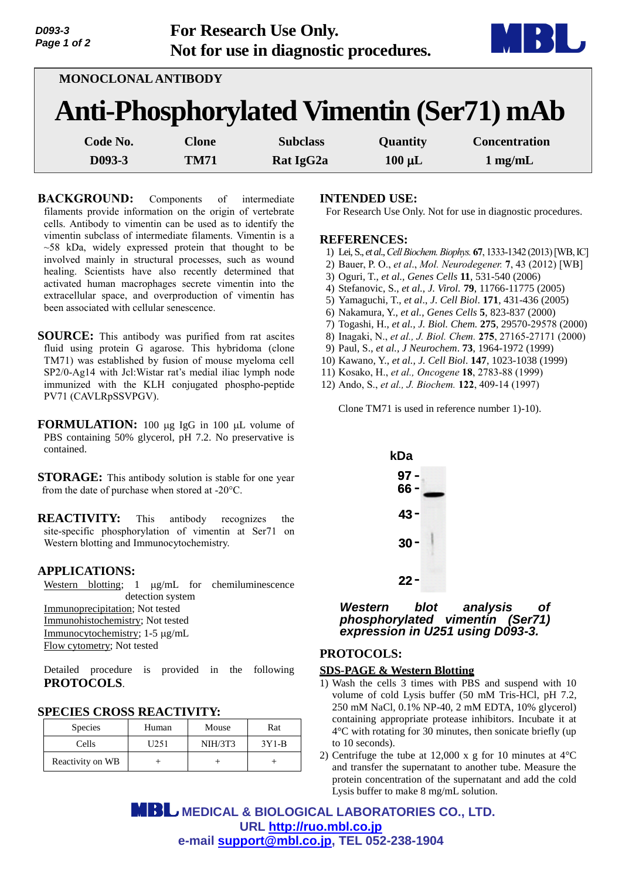For Research Use Only.
Not for use in diagnostic procedures.

MONOCLONAL ANTIBODY

# Anti-Phosphorylated Vimentin (Ser71) mAb

| Code No. | Clone | Subclass | Quantity | Concentration |
|---|---|---|---|---|
| D093-3 | TM71 | Rat IgG2a | 100 µL | 1 mg/mL |

**BACKGROUND:** Components of intermediate filaments provide information on the origin of vertebrate cells. Antibody to vimentin can be used as to identify the vimentin subclass of intermediate filaments. Vimentin is a ~58 kDa, widely expressed protein that thought to be involved mainly in structural processes, such as wound healing. Scientists have also recently determined that activated human macrophages secrete vimentin into the extracellular space, and overproduction of vimentin has been associated with cellular senescence.

**SOURCE:** This antibody was purified from rat ascites fluid using protein G agarose. This hybridoma (clone TM71) was established by fusion of mouse myeloma cell SP2/0-Ag14 with Jcl:Wistar rat's medial iliac lymph node immunized with the KLH conjugated phospho-peptide PV71 (CAVLRpSSVPGV).

**FORMULATION:** 100 µg IgG in 100 µL volume of PBS containing 50% glycerol, pH 7.2. No preservative is contained.

**STORAGE:** This antibody solution is stable for one year from the date of purchase when stored at -20°C.

**REACTIVITY:** This antibody recognizes the site-specific phosphorylation of vimentin at Ser71 on Western blotting and Immunocytochemistry.

**APPLICATIONS:**

Western blotting; 1 µg/mL for chemiluminescence detection system
Immunoprecipitation; Not tested
Immunohistochemistry; Not tested
Immunocytochemistry; 1-5 µg/mL
Flow cytometry; Not tested

Detailed procedure is provided in the following **PROTOCOLS**.

**SPECIES CROSS REACTIVITY:**

| Species | Human | Mouse | Rat |
|---|---|---|---|
| Cells | U251 | NIH/3T3 | 3Y1-B |
| Reactivity on WB | + | + | + |

**INTENDED USE:**

For Research Use Only. Not for use in diagnostic procedures.

**REFERENCES:**

1) Lei, S., *et al., Cell Biochem. Biophys.* **67**, 1333-1342 (2013) [WB, IC]
2) Bauer, P. O., *et al., Mol. Neurodegener.* **7**, 43 (2012) [WB]
3) Oguri, T., *et al., Genes Cells* **11**, 531-540 (2006)
4) Stefanovic, S., *et al., J. Virol.* **79**, 11766-11775 (2005)
5) Yamaguchi, T., *et al., J. Cell Biol.* **171**, 431-436 (2005)
6) Nakamura, Y., *et al., Genes Cells* **5**, 823-837 (2000)
7) Togashi, H., *et al., J. Biol. Chem.* **275**, 29570-29578 (2000)
8) Inagaki, N., *et al., J. Biol. Chem.* **275**, 27165-27171 (2000)
9) Paul, S., *et al., J Neurochem*. **73**, 1964-1972 (1999)
10) Kawano, Y., *et al., J. Cell Biol*. **147**, 1023-1038 (1999)
11) Kosako, H., *et al., Oncogene* **18**, 2783-88 (1999)
12) Ando, S., *et al., J. Biochem.* **122**, 409-14 (1997)

Clone TM71 is used in reference number 1)-10).

kDa
97 -
66 -
43 -
30 -
22 -

*Western blot analysis of phosphorylated vimentin (Ser71) expression in U251 using D093-3.*

**PROTOCOLS:**

**SDS-PAGE & Western Blotting**

1) Wash the cells 3 times with PBS and suspend with 10 volume of cold Lysis buffer (50 mM Tris-HCl, pH 7.2, 250 mM NaCl, 0.1% NP-40, 2 mM EDTA, 10% glycerol) containing appropriate protease inhibitors. Incubate it at 4°C with rotating for 30 minutes, then sonicate briefly (up to 10 seconds).
2) Centrifuge the tube at 12,000 x g for 10 minutes at 4°C and transfer the supernatant to another tube. Measure the protein concentration of the supernatant and add the cold Lysis buffer to make 8 mg/mL solution.

MEDICAL & BIOLOGICAL LABORATORIES CO., LTD.
URL http://ruo.mbl.co.jp
e-mail support@mbl.co.jp, TEL 052-238-1904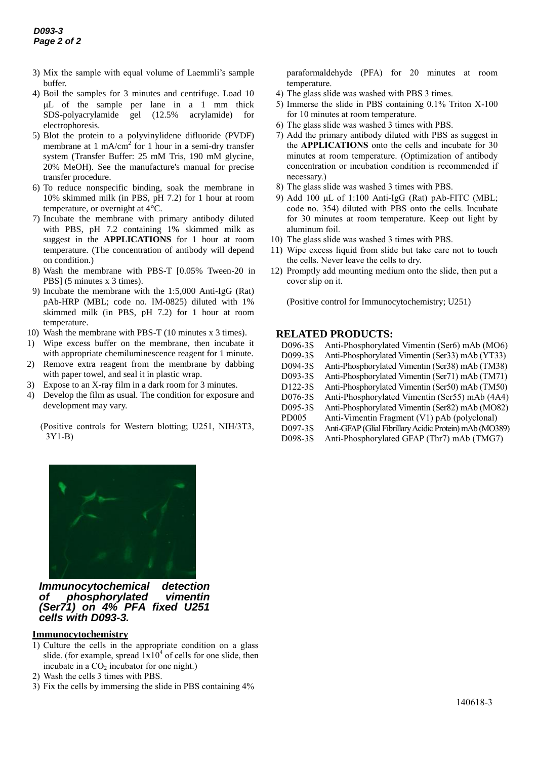3) Mix the sample with equal volume of Laemmli's sample buffer.
4) Boil the samples for 3 minutes and centrifuge. Load 10 μL of the sample per lane in a 1 mm thick SDS-polyacrylamide gel (12.5% acrylamide) for electrophoresis.
5) Blot the protein to a polyvinylidene difluoride (PVDF) membrane at 1 mA/cm$^2$ for 1 hour in a semi-dry transfer system (Transfer Buffer: 25 mM Tris, 190 mM glycine, 20% MeOH). See the manufacture's manual for precise transfer procedure.
6) To reduce nonspecific binding, soak the membrane in 10% skimmed milk (in PBS, pH 7.2) for 1 hour at room temperature, or overnight at 4°C.
7) Incubate the membrane with primary antibody diluted with PBS, pH 7.2 containing 1% skimmed milk as suggest in the **APPLICATIONS** for 1 hour at room temperature. (The concentration of antibody will depend on condition.)
8) Wash the membrane with PBS-T [0.05% Tween-20 in PBS] (5 minutes x 3 times).
9) Incubate the membrane with the 1:5,000 Anti-IgG (Rat) pAb-HRP (MBL; code no. IM-0825) diluted with 1% skimmed milk (in PBS, pH 7.2) for 1 hour at room temperature.
10) Wash the membrane with PBS-T (10 minutes x 3 times).
1) Wipe excess buffer on the membrane, then incubate it with appropriate chemiluminescence reagent for 1 minute.
2) Remove extra reagent from the membrane by dabbing with paper towel, and seal it in plastic wrap.
3) Expose to an X-ray film in a dark room for 3 minutes.
4) Develop the film as usual. The condition for exposure and development may vary.

(Positive controls for Western blotting; U251, NIH/3T3, 3Y1-B)

*Immunocytochemical detection of phosphorylated vimentin (Ser71) on 4% PFA fixed U251 cells with D093-3.*

## Immunocytochemistry

1) Culture the cells in the appropriate condition on a glass slide. (for example, spread 1x10$^4$ of cells for one slide, then incubate in a $CO_2$ incubator for one night.)
2) Wash the cells 3 times with PBS.
3) Fix the cells by immersing the slide in PBS containing 4% paraformaldehyde (PFA) for 20 minutes at room temperature.
4) The glass slide was washed with PBS 3 times.
5) Immerse the slide in PBS containing 0.1% Triton X-100 for 10 minutes at room temperature.
6) The glass slide was washed 3 times with PBS.
7) Add the primary antibody diluted with PBS as suggest in the **APPLICATIONS** onto the cells and incubate for 30 minutes at room temperature. (Optimization of antibody concentration or incubation condition is recommended if necessary.)
8) The glass slide was washed 3 times with PBS.
9) Add 100 μL of 1:100 Anti-IgG (Rat) pAb-FITC (MBL; code no. 354) diluted with PBS onto the cells. Incubate for 30 minutes at room temperature. Keep out light by aluminum foil.
10) The glass slide was washed 3 times with PBS.
11) Wipe excess liquid from slide but take care not to touch the cells. Never leave the cells to dry.
12) Promptly add mounting medium onto the slide, then put a cover slip on it.

(Positive control for Immunocytochemistry; U251)

## RELATED PRODUCTS:

| | |
|---|---|
| D096-3S | Anti-Phosphorylated Vimentin (Ser6) mAb (MO6) |
| D099-3S | Anti-Phosphorylated Vimentin (Ser33) mAb (YT33) |
| D094-3S | Anti-Phosphorylated Vimentin (Ser38) mAb (TM38) |
| D093-3S | Anti-Phosphorylated Vimentin (Ser71) mAb (TM71) |
| D122-3S | Anti-Phosphorylated Vimentin (Ser50) mAb (TM50) |
| D076-3S | Anti-Phosphorylated Vimentin (Ser55) mAb (4A4) |
| D095-3S | Anti-Phosphorylated Vimentin (Ser82) mAb (MO82) |
| PD005 | Anti-Vimentin Fragment (V1) pAb (polyclonal) |
| D097-3S | Anti-GFAP (Glial Fibrillary Acidic Protein) mAb (MO389) |
| D098-3S | Anti-Phosphorylated GFAP (Thr7) mAb (TMG7) |

140618-3